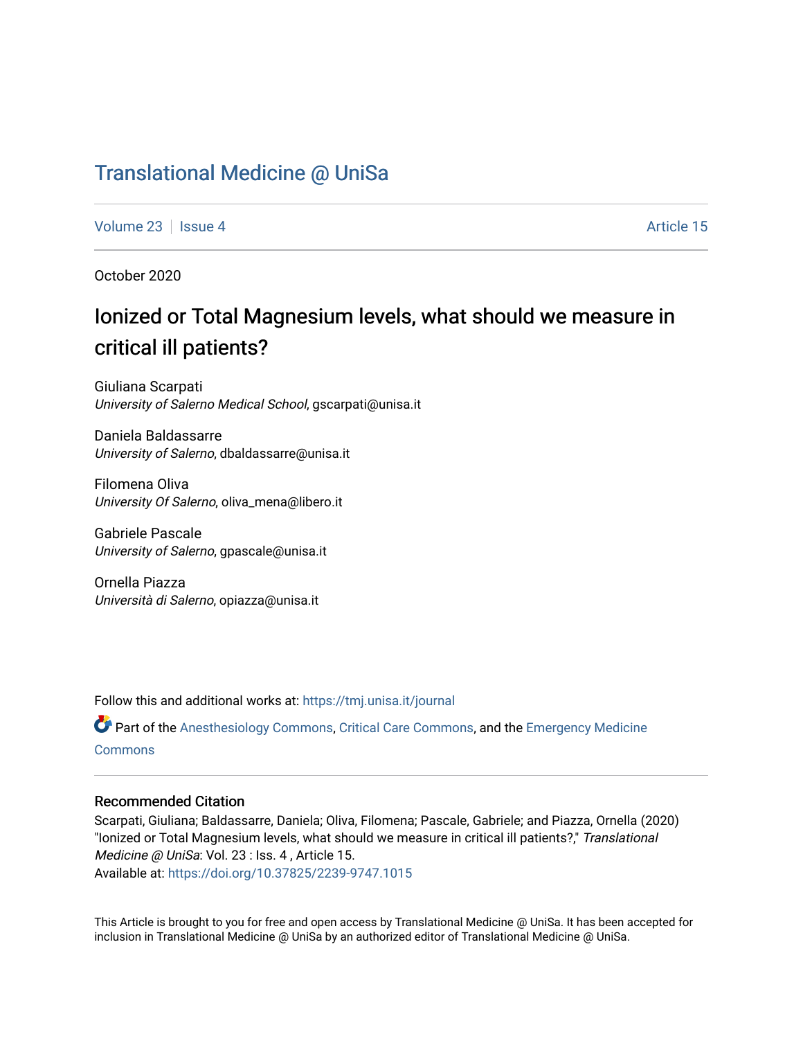# Translational Medicine @ UniSa

Volume 23 | Issue 4 | Article 15

October 2020

## Ionized or Total Magnesium levels, what should we measure in critical ill patients?

Giuliana Scarpati
*University of Salerno Medical School*, gscarpati@unisa.it

Daniela Baldassarre
*University of Salerno*, dbaldassarre@unisa.it

Filomena Oliva
*University Of Salerno*, oliva_mena@libero.it

Gabriele Pascale
*University of Salerno*, gpascale@unisa.it

Ornella Piazza
*Università di Salerno*, opiazza@unisa.it

Follow this and additional works at: https://tmj.unisa.it/journal

Part of the Anesthesiology Commons, Critical Care Commons, and the Emergency Medicine Commons

### Recommended Citation

Scarpati, Giuliana; Baldassarre, Daniela; Oliva, Filomena; Pascale, Gabriele; and Piazza, Ornella (2020) "Ionized or Total Magnesium levels, what should we measure in critical ill patients?," *Translational Medicine @ UniSa*: Vol. 23 : Iss. 4 , Article 15.
Available at: https://doi.org/10.37825/2239-9747.1015

This Article is brought to you for free and open access by Translational Medicine @ UniSa. It has been accepted for inclusion in Translational Medicine @ UniSa by an authorized editor of Translational Medicine @ UniSa.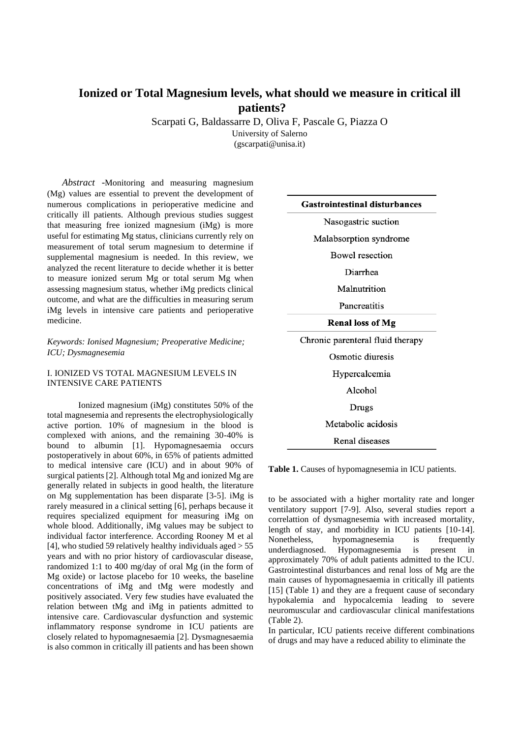# Ionized or Total Magnesium levels, what should we measure in critical ill patients?

Scarpati G, Baldassarre D, Oliva F, Pascale G, Piazza O

University of Salerno

(gscarpati@unisa.it)

*Abstract* -Monitoring and measuring magnesium (Mg) values are essential to prevent the development of numerous complications in perioperative medicine and critically ill patients. Although previous studies suggest that measuring free ionized magnesium (iMg) is more useful for estimating Mg status, clinicians currently rely on measurement of total serum magnesium to determine if supplemental magnesium is needed. In this review, we analyzed the recent literature to decide whether it is better to measure ionized serum Mg or total serum Mg when assessing magnesium status, whether iMg predicts clinical outcome, and what are the difficulties in measuring serum iMg levels in intensive care patients and perioperative medicine.

*Keywords: Ionised Magnesium; Preoperative Medicine; ICU; Dysmagnesemia*

## I. IONIZED VS TOTAL MAGNESIUM LEVELS IN INTENSIVE CARE PATIENTS

Ionized magnesium (iMg) constitutes 50% of the total magnesemia and represents the electrophysiologically active portion. 10% of magnesium in the blood is complexed with anions, and the remaining 30-40% is bound to albumin [1]. Hypomagnesaemia occurs postoperatively in about 60%, in 65% of patients admitted to medical intensive care (ICU) and in about 90% of surgical patients [2]. Although total Mg and ionized Mg are generally related in subjects in good health, the literature on Mg supplementation has been disparate [3-5]. iMg is rarely measured in a clinical setting [6], perhaps because it requires specialized equipment for measuring iMg on whole blood. Additionally, iMg values may be subject to individual factor interference. According Rooney M et al [4], who studied 59 relatively healthy individuals aged > 55 years and with no prior history of cardiovascular disease, randomized 1:1 to 400 mg/day of oral Mg (in the form of Mg oxide) or lactose placebo for 10 weeks, the baseline concentrations of iMg and tMg were modestly and positively associated. Very few studies have evaluated the relation between tMg and iMg in patients admitted to intensive care. Cardiovascular dysfunction and systemic inflammatory response syndrome in ICU patients are closely related to hypomagnesaemia [2]. Dysmagnesaemia is also common in critically ill patients and has been shown to be associated with a higher mortality rate and longer ventilatory support [7-9]. Also, several studies report a correlattion of dysmagnesemia with increased mortality, length of stay, and morbidity in ICU patients [10-14]. Nonetheless, hypomagnesemia is frequently underdiagnosed. Hypomagnesemia is present in approximately 70% of adult patients admitted to the ICU. Gastrointestinal disturbances and renal loss of Mg are the main causes of hypomagnesaemia in critically ill patients [15] (Table 1) and they are a frequent cause of secondary hypokalemia and hypocalcemia leading to severe neuromuscular and cardiovascular clinical manifestations (Table 2).

| **Gastrointestinal disturbances** |
|---|
| Nasogastric suction |
| Malabsorption syndrome |
| Bowel resection |
| Diarrhea |
| Malnutrition |
| Pancreatitis |
| **Renal loss of Mg** |
| Chronic parenteral fluid therapy |
| Osmotic diuresis |
| Hypercalcemia |
| Alcohol |
| Drugs |
| Metabolic acidosis |
| Renal diseases |

**Table 1.** Causes of hypomagnesemia in ICU patients.

In particular, ICU patients receive different combinations of drugs and may have a reduced ability to eliminate the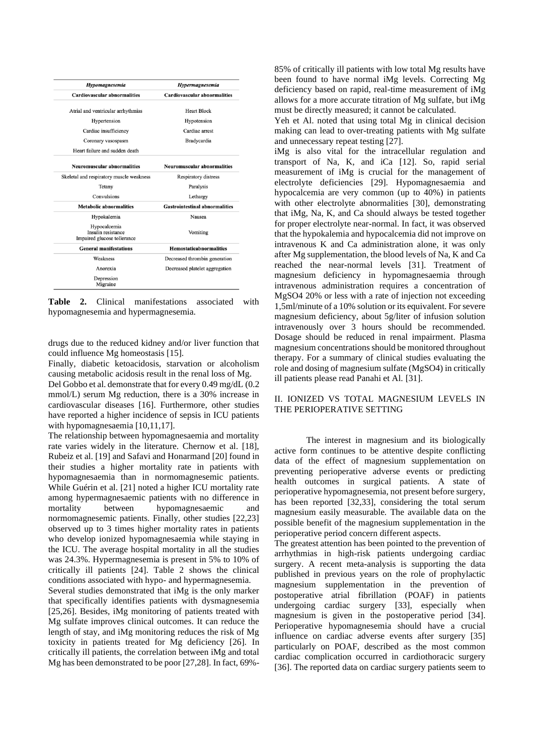| *Hypomagnesemia* | *Hypermagnesemia* |
|---|---|
| **Cardiovascular abnormalities** | **Cardiovascular abnormalities** |
| Atrial and ventricular arrhythmias | Heart Block |
| Hypertension | Hypotension |
| Cardiac insufficiency | Cardiac arrest |
| Coronary vasospasm | Bradycardia |
| Heart failure and sudden death | |
| **Neuromuscular abnormalities** | **Neuromuscular abnormalities** |
| Skeletal and respiratory muscle weakness | Respiratory distress |
| Tetany | Paralysis |
| Convulsions | Lethargy |
| **Metabolic abnormalities** | **Gastrointestinal abnormalities** |
| Hypokalemia | Nausea |
| Hypocalcemia<br>Insulin resistance<br>Impaired glucose tolerance | Vomiting |
| **General manifestations** | **Hemostaticabnormalities** |
| Weakness | Decreased thrombin generation |
| Anorexia | Decreased platelet aggregation |
| Depression<br>Migraine | |

**Table 2.** Clinical manifestations associated with hypomagnesemia and hypermagnesemia.

drugs due to the reduced kidney and/or liver function that could influence Mg homeostasis [15].

Finally, diabetic ketoacidosis, starvation or alcoholism causing metabolic acidosis result in the renal loss of Mg.

Del Gobbo et al. demonstrate that for every 0.49 mg/dL (0.2 mmol/L) serum Mg reduction, there is a 30% increase in cardiovascular diseases [16]. Furthermore, other studies have reported a higher incidence of sepsis in ICU patients with hypomagnesaemia [10,11,17].

The relationship between hypomagnesaemia and mortality rate varies widely in the literature. Chernow et al. [18], Rubeiz et al. [19] and Safavi and Honarmand [20] found in their studies a higher mortality rate in patients with hypomagnesaemia than in normomagnesemic patients. While Guérin et al. [21] noted a higher ICU mortality rate among hypermagnesaemic patients with no difference in mortality between hypomagnesaemic and normomagnesemic patients. Finally, other studies [22,23] observed up to 3 times higher mortality rates in patients who develop ionized hypomagnesaemia while staying in the ICU. The average hospital mortality in all the studies was 24.3%. Hypermagnesemia is present in 5% to 10% of critically ill patients [24]. Table 2 shows the clinical conditions associated with hypo- and hypermagnesemia.

Several studies demonstrated that iMg is the only marker that specifically identifies patients with dysmagnesemia [25,26]. Besides, iMg monitoring of patients treated with Mg sulfate improves clinical outcomes. It can reduce the length of stay, and iMg monitoring reduces the risk of Mg toxicity in patients treated for Mg deficiency [26]. In critically ill patients, the correlation between iMg and total Mg has been demonstrated to be poor [27,28]. In fact, 69%-85% of critically ill patients with low total Mg results have been found to have normal iMg levels. Correcting Mg deficiency based on rapid, real-time measurement of iMg allows for a more accurate titration of Mg sulfate, but iMg must be directly measured; it cannot be calculated.

Yeh et Al. noted that using total Mg in clinical decision making can lead to over-treating patients with Mg sulfate and unnecessary repeat testing [27].

iMg is also vital for the intracellular regulation and transport of Na, K, and iCa [12]. So, rapid serial measurement of iMg is crucial for the management of electrolyte deficiencies [29]. Hypomagnesaemia and hypocalcemia are very common (up to 40%) in patients with other electrolyte abnormalities [30], demonstrating that iMg, Na, K, and Ca should always be tested together for proper electrolyte near-normal. In fact, it was observed that the hypokalemia and hypocalcemia did not improve on intravenous K and Ca administration alone, it was only after Mg supplementation, the blood levels of Na, K and Ca reached the near-normal levels [31]. Treatment of magnesium deficiency in hypomagnesaemia through intravenous administration requires a concentration of $MgSO_4$ 20% or less with a rate of injection not exceeding 1,5ml/minute of a 10% solution or its equivalent. For severe magnesium deficiency, about 5g/liter of infusion solution intravenously over 3 hours should be recommended. Dosage should be reduced in renal impairment. Plasma magnesium concentrations should be monitored throughout therapy. For a summary of clinical studies evaluating the role and dosing of magnesium sulfate ($MgSO_4$) in critically ill patients please read Panahi et Al. [31].

## II. IONIZED VS TOTAL MAGNESIUM LEVELS IN THE PERIOPERATIVE SETTING

The interest in magnesium and its biologically active form continues to be attentive despite conflicting data of the effect of magnesium supplementation on preventing perioperative adverse events or predicting health outcomes in surgical patients. A state of perioperative hypomagnesemia, not present before surgery, has been reported [32,33], considering the total serum magnesium easily measurable. The available data on the possible benefit of the magnesium supplementation in the perioperative period concern different aspects.

The greatest attention has been pointed to the prevention of arrhythmias in high-risk patients undergoing cardiac surgery. A recent meta-analysis is supporting the data published in previous years on the role of prophylactic magnesium supplementation in the prevention of postoperative atrial fibrillation (POAF) in patients undergoing cardiac surgery [33], especially when magnesium is given in the postoperative period [34]. Perioperative hypomagnesemia should have a crucial influence on cardiac adverse events after surgery [35] particularly on POAF, described as the most common cardiac complication occurred in cardiothoracic surgery [36]. The reported data on cardiac surgery patients seem to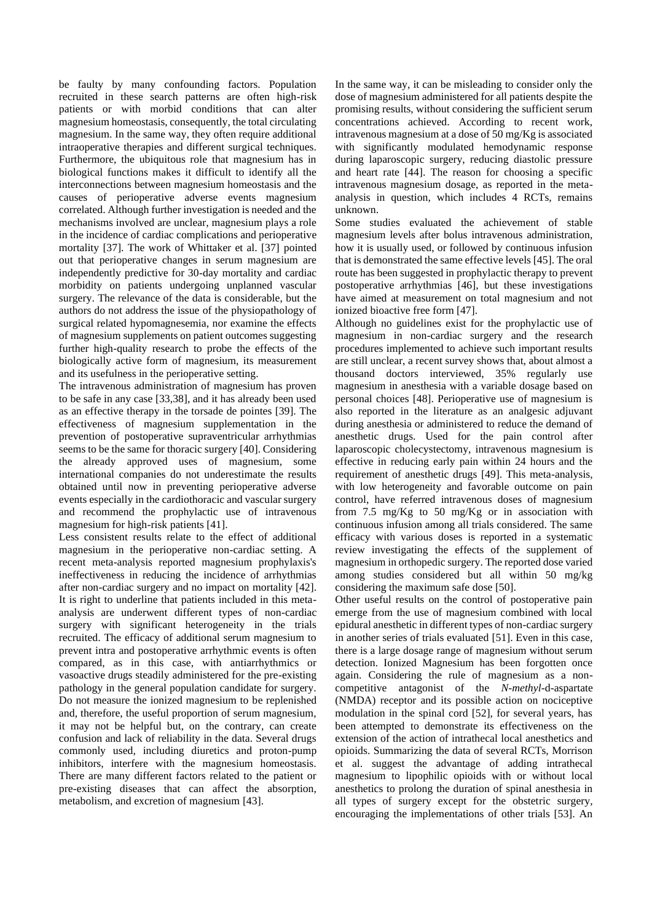be faulty by many confounding factors. Population recruited in these search patterns are often high-risk patients or with morbid conditions that can alter magnesium homeostasis, consequently, the total circulating magnesium. In the same way, they often require additional intraoperative therapies and different surgical techniques. Furthermore, the ubiquitous role that magnesium has in biological functions makes it difficult to identify all the interconnections between magnesium homeostasis and the causes of perioperative adverse events magnesium correlated. Although further investigation is needed and the mechanisms involved are unclear, magnesium plays a role in the incidence of cardiac complications and perioperative mortality [37]. The work of Whittaker et al. [37] pointed out that perioperative changes in serum magnesium are independently predictive for 30-day mortality and cardiac morbidity on patients undergoing unplanned vascular surgery. The relevance of the data is considerable, but the authors do not address the issue of the physiopathology of surgical related hypomagnesemia, nor examine the effects of magnesium supplements on patient outcomes suggesting further high-quality research to probe the effects of the biologically active form of magnesium, its measurement and its usefulness in the perioperative setting.

The intravenous administration of magnesium has proven to be safe in any case [33,38], and it has already been used as an effective therapy in the torsade de pointes [39]. The effectiveness of magnesium supplementation in the prevention of postoperative supraventricular arrhythmias seems to be the same for thoracic surgery [40]. Considering the already approved uses of magnesium, some international companies do not underestimate the results obtained until now in preventing perioperative adverse events especially in the cardiothoracic and vascular surgery and recommend the prophylactic use of intravenous magnesium for high-risk patients [41].

Less consistent results relate to the effect of additional magnesium in the perioperative non-cardiac setting. A recent meta-analysis reported magnesium prophylaxis's ineffectiveness in reducing the incidence of arrhythmias after non-cardiac surgery and no impact on mortality [42]. It is right to underline that patients included in this meta-analysis are underwent different types of non-cardiac surgery with significant heterogeneity in the trials recruited. The efficacy of additional serum magnesium to prevent intra and postoperative arrhythmic events is often compared, as in this case, with antiarrhythmics or vasoactive drugs steadily administered for the pre-existing pathology in the general population candidate for surgery. Do not measure the ionized magnesium to be replenished and, therefore, the useful proportion of serum magnesium, it may not be helpful but, on the contrary, can create confusion and lack of reliability in the data. Several drugs commonly used, including diuretics and proton-pump inhibitors, interfere with the magnesium homeostasis. There are many different factors related to the patient or pre-existing diseases that can affect the absorption, metabolism, and excretion of magnesium [43].

In the same way, it can be misleading to consider only the dose of magnesium administered for all patients despite the promising results, without considering the sufficient serum concentrations achieved. According to recent work, intravenous magnesium at a dose of 50 mg/Kg is associated with significantly modulated hemodynamic response during laparoscopic surgery, reducing diastolic pressure and heart rate [44]. The reason for choosing a specific intravenous magnesium dosage, as reported in the meta-analysis in question, which includes 4 RCTs, remains unknown.

Some studies evaluated the achievement of stable magnesium levels after bolus intravenous administration, how it is usually used, or followed by continuous infusion that is demonstrated the same effective levels [45]. The oral route has been suggested in prophylactic therapy to prevent postoperative arrhythmias [46], but these investigations have aimed at measurement on total magnesium and not ionized bioactive free form [47].

Although no guidelines exist for the prophylactic use of magnesium in non-cardiac surgery and the research procedures implemented to achieve such important results are still unclear, a recent survey shows that, about almost a thousand doctors interviewed, 35% regularly use magnesium in anesthesia with a variable dosage based on personal choices [48]. Perioperative use of magnesium is also reported in the literature as an analgesic adjuvant during anesthesia or administered to reduce the demand of anesthetic drugs. Used for the pain control after laparoscopic cholecystectomy, intravenous magnesium is effective in reducing early pain within 24 hours and the requirement of anesthetic drugs [49]. This meta-analysis, with low heterogeneity and favorable outcome on pain control, have referred intravenous doses of magnesium from 7.5 mg/Kg to 50 mg/Kg or in association with continuous infusion among all trials considered. The same efficacy with various doses is reported in a systematic review investigating the effects of the supplement of magnesium in orthopedic surgery. The reported dose varied among studies considered but all within 50 mg/kg considering the maximum safe dose [50].

Other useful results on the control of postoperative pain emerge from the use of magnesium combined with local epidural anesthetic in different types of non-cardiac surgery in another series of trials evaluated [51]. Even in this case, there is a large dosage range of magnesium without serum detection. Ionized Magnesium has been forgotten once again. Considering the rule of magnesium as a non-competitive antagonist of the *N-methyl*-d-aspartate (NMDA) receptor and its possible action on nociceptive modulation in the spinal cord [52], for several years, has been attempted to demonstrate its effectiveness on the extension of the action of intrathecal local anesthetics and opioids. Summarizing the data of several RCTs, Morrison et al. suggest the advantage of adding intrathecal magnesium to lipophilic opioids with or without local anesthetics to prolong the duration of spinal anesthesia in all types of surgery except for the obstetric surgery, encouraging the implementations of other trials [53]. An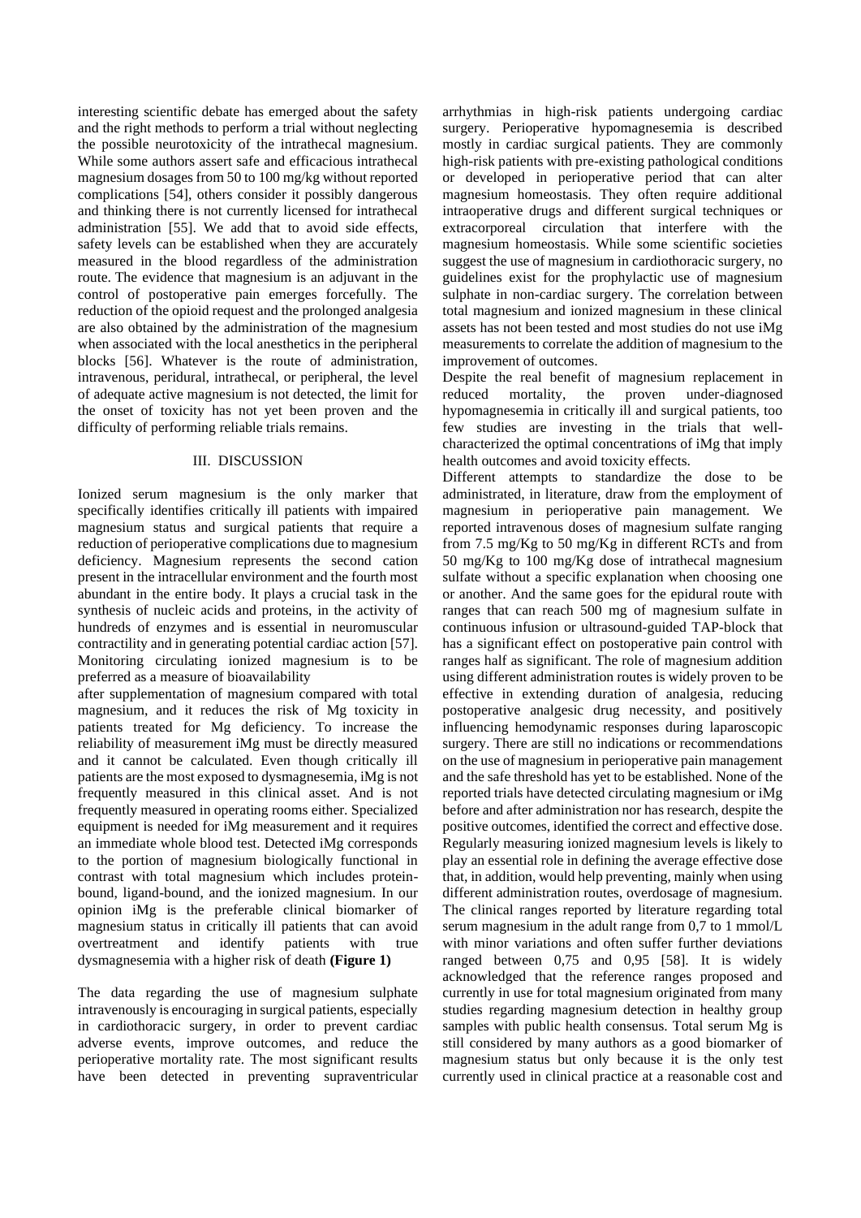interesting scientific debate has emerged about the safety and the right methods to perform a trial without neglecting the possible neurotoxicity of the intrathecal magnesium. While some authors assert safe and efficacious intrathecal magnesium dosages from 50 to 100 mg/kg without reported complications [54], others consider it possibly dangerous and thinking there is not currently licensed for intrathecal administration [55]. We add that to avoid side effects, safety levels can be established when they are accurately measured in the blood regardless of the administration route. The evidence that magnesium is an adjuvant in the control of postoperative pain emerges forcefully. The reduction of the opioid request and the prolonged analgesia are also obtained by the administration of the magnesium when associated with the local anesthetics in the peripheral blocks [56]. Whatever is the route of administration, intravenous, peridural, intrathecal, or peripheral, the level of adequate active magnesium is not detected, the limit for the onset of toxicity has not yet been proven and the difficulty of performing reliable trials remains.

## III. DISCUSSION

Ionized serum magnesium is the only marker that specifically identifies critically ill patients with impaired magnesium status and surgical patients that require a reduction of perioperative complications due to magnesium deficiency. Magnesium represents the second cation present in the intracellular environment and the fourth most abundant in the entire body. It plays a crucial task in the synthesis of nucleic acids and proteins, in the activity of hundreds of enzymes and is essential in neuromuscular contractility and in generating potential cardiac action [57]. Monitoring circulating ionized magnesium is to be preferred as a measure of bioavailability after supplementation of magnesium compared with total magnesium, and it reduces the risk of Mg toxicity in patients treated for Mg deficiency. To increase the reliability of measurement iMg must be directly measured and it cannot be calculated. Even though critically ill patients are the most exposed to dysmagnesemia, iMg is not frequently measured in this clinical asset. And is not frequently measured in operating rooms either. Specialized equipment is needed for iMg measurement and it requires an immediate whole blood test. Detected iMg corresponds to the portion of magnesium biologically functional in contrast with total magnesium which includes protein-bound, ligand-bound, and the ionized magnesium. In our opinion iMg is the preferable clinical biomarker of magnesium status in critically ill patients that can avoid overtreatment and identify patients with true dysmagnesemia with a higher risk of death **(Figure 1)**

The data regarding the use of magnesium sulphate intravenously is encouraging in surgical patients, especially in cardiothoracic surgery, in order to prevent cardiac adverse events, improve outcomes, and reduce the perioperative mortality rate. The most significant results have been detected in preventing supraventricular arrhythmias in high-risk patients undergoing cardiac surgery. Perioperative hypomagnesemia is described mostly in cardiac surgical patients. They are commonly high-risk patients with pre-existing pathological conditions or developed in perioperative period that can alter magnesium homeostasis. They often require additional intraoperative drugs and different surgical techniques or extracorporeal circulation that interfere with the magnesium homeostasis. While some scientific societies suggest the use of magnesium in cardiothoracic surgery, no guidelines exist for the prophylactic use of magnesium sulphate in non-cardiac surgery. The correlation between total magnesium and ionized magnesium in these clinical assets has not been tested and most studies do not use iMg measurements to correlate the addition of magnesium to the improvement of outcomes.

Despite the real benefit of magnesium replacement in reduced mortality, the proven under-diagnosed hypomagnesemia in critically ill and surgical patients, too few studies are investing in the trials that well-characterized the optimal concentrations of iMg that imply health outcomes and avoid toxicity effects.

Different attempts to standardize the dose to be administrated, in literature, draw from the employment of magnesium in perioperative pain management. We reported intravenous doses of magnesium sulfate ranging from 7.5 mg/Kg to 50 mg/Kg in different RCTs and from 50 mg/Kg to 100 mg/Kg dose of intrathecal magnesium sulfate without a specific explanation when choosing one or another. And the same goes for the epidural route with ranges that can reach 500 mg of magnesium sulfate in continuous infusion or ultrasound-guided TAP-block that has a significant effect on postoperative pain control with ranges half as significant. The role of magnesium addition using different administration routes is widely proven to be effective in extending duration of analgesia, reducing postoperative analgesic drug necessity, and positively influencing hemodynamic responses during laparoscopic surgery. There are still no indications or recommendations on the use of magnesium in perioperative pain management and the safe threshold has yet to be established. None of the reported trials have detected circulating magnesium or iMg before and after administration nor has research, despite the positive outcomes, identified the correct and effective dose. Regularly measuring ionized magnesium levels is likely to play an essential role in defining the average effective dose that, in addition, would help preventing, mainly when using different administration routes, overdosage of magnesium. The clinical ranges reported by literature regarding total serum magnesium in the adult range from 0,7 to 1 mmol/L with minor variations and often suffer further deviations ranged between 0,75 and 0,95 [58]. It is widely acknowledged that the reference ranges proposed and currently in use for total magnesium originated from many studies regarding magnesium detection in healthy group samples with public health consensus. Total serum Mg is still considered by many authors as a good biomarker of magnesium status but only because it is the only test currently used in clinical practice at a reasonable cost and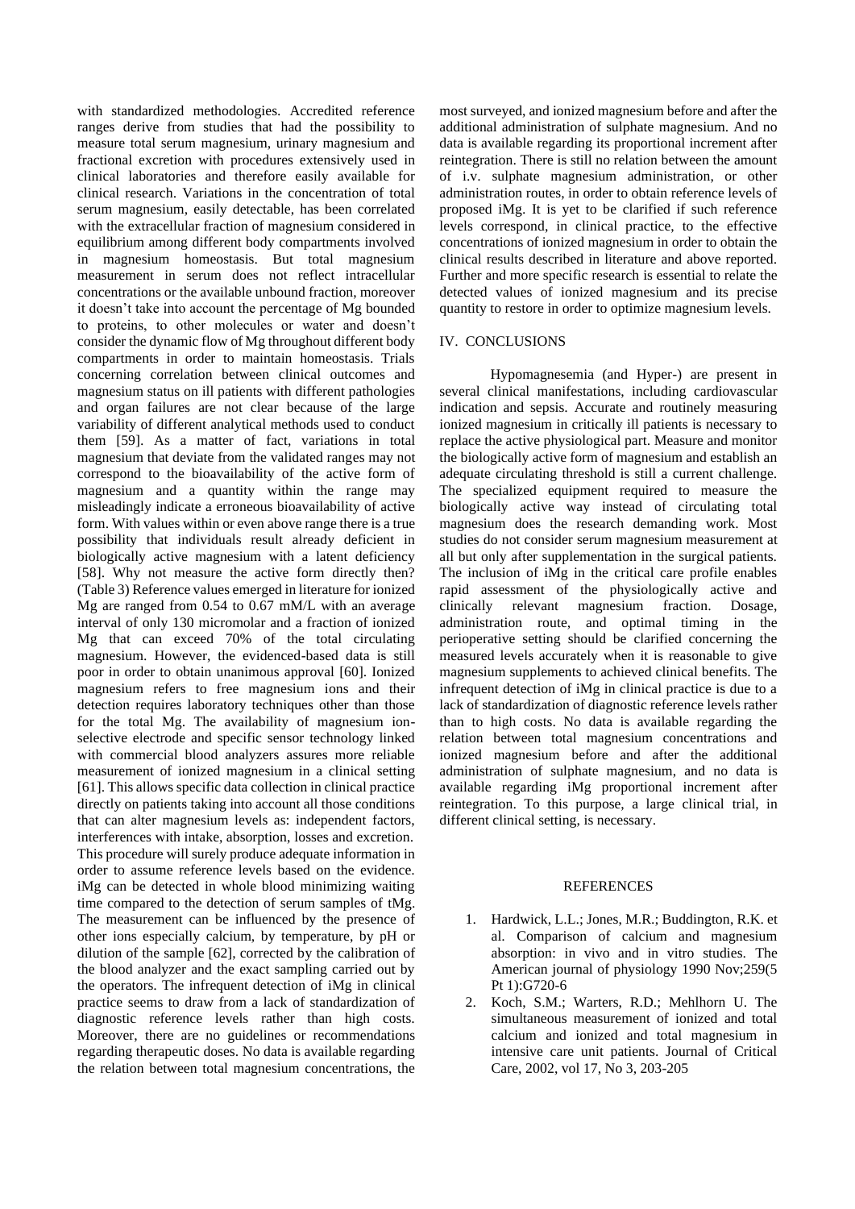with standardized methodologies. Accredited reference ranges derive from studies that had the possibility to measure total serum magnesium, urinary magnesium and fractional excretion with procedures extensively used in clinical laboratories and therefore easily available for clinical research. Variations in the concentration of total serum magnesium, easily detectable, has been correlated with the extracellular fraction of magnesium considered in equilibrium among different body compartments involved in magnesium homeostasis. But total magnesium measurement in serum does not reflect intracellular concentrations or the available unbound fraction, moreover it doesn't take into account the percentage of Mg bounded to proteins, to other molecules or water and doesn't consider the dynamic flow of Mg throughout different body compartments in order to maintain homeostasis. Trials concerning correlation between clinical outcomes and magnesium status on ill patients with different pathologies and organ failures are not clear because of the large variability of different analytical methods used to conduct them [59]. As a matter of fact, variations in total magnesium that deviate from the validated ranges may not correspond to the bioavailability of the active form of magnesium and a quantity within the range may misleadingly indicate a erroneous bioavailability of active form. With values within or even above range there is a true possibility that individuals result already deficient in biologically active magnesium with a latent deficiency [58]. Why not measure the active form directly then? (Table 3) Reference values emerged in literature for ionized Mg are ranged from 0.54 to 0.67 mM/L with an average interval of only 130 micromolar and a fraction of ionized Mg that can exceed 70% of the total circulating magnesium. However, the evidenced-based data is still poor in order to obtain unanimous approval [60]. Ionized magnesium refers to free magnesium ions and their detection requires laboratory techniques other than those for the total Mg. The availability of magnesium ion-selective electrode and specific sensor technology linked with commercial blood analyzers assures more reliable measurement of ionized magnesium in a clinical setting [61]. This allows specific data collection in clinical practice directly on patients taking into account all those conditions that can alter magnesium levels as: independent factors, interferences with intake, absorption, losses and excretion. This procedure will surely produce adequate information in order to assume reference levels based on the evidence. iMg can be detected in whole blood minimizing waiting time compared to the detection of serum samples of tMg. The measurement can be influenced by the presence of other ions especially calcium, by temperature, by pH or dilution of the sample [62], corrected by the calibration of the blood analyzer and the exact sampling carried out by the operators. The infrequent detection of iMg in clinical practice seems to draw from a lack of standardization of diagnostic reference levels rather than high costs. Moreover, there are no guidelines or recommendations regarding therapeutic doses. No data is available regarding the relation between total magnesium concentrations, the most surveyed, and ionized magnesium before and after the additional administration of sulphate magnesium. And no data is available regarding its proportional increment after reintegration. There is still no relation between the amount of i.v. sulphate magnesium administration, or other administration routes, in order to obtain reference levels of proposed iMg. It is yet to be clarified if such reference levels correspond, in clinical practice, to the effective concentrations of ionized magnesium in order to obtain the clinical results described in literature and above reported. Further and more specific research is essential to relate the detected values of ionized magnesium and its precise quantity to restore in order to optimize magnesium levels.

## IV. CONCLUSIONS

Hypomagnesemia (and Hyper-) are present in several clinical manifestations, including cardiovascular indication and sepsis. Accurate and routinely measuring ionized magnesium in critically ill patients is necessary to replace the active physiological part. Measure and monitor the biologically active form of magnesium and establish an adequate circulating threshold is still a current challenge. The specialized equipment required to measure the biologically active way instead of circulating total magnesium does the research demanding work. Most studies do not consider serum magnesium measurement at all but only after supplementation in the surgical patients. The inclusion of iMg in the critical care profile enables rapid assessment of the physiologically active and clinically relevant magnesium fraction. Dosage, administration route, and optimal timing in the perioperative setting should be clarified concerning the measured levels accurately when it is reasonable to give magnesium supplements to achieved clinical benefits. The infrequent detection of iMg in clinical practice is due to a lack of standardization of diagnostic reference levels rather than to high costs. No data is available regarding the relation between total magnesium concentrations and ionized magnesium before and after the additional administration of sulphate magnesium, and no data is available regarding iMg proportional increment after reintegration. To this purpose, a large clinical trial, in different clinical setting, is necessary.

## REFERENCES

1. Hardwick, L.L.; Jones, M.R.; Buddington, R.K. et al. Comparison of calcium and magnesium absorption: in vivo and in vitro studies. The American journal of physiology 1990 Nov;259(5 Pt 1):G720-6
2. Koch, S.M.; Warters, R.D.; Mehlhorn U. The simultaneous measurement of ionized and total calcium and ionized and total magnesium in intensive care unit patients. Journal of Critical Care, 2002, vol 17, No 3, 203-205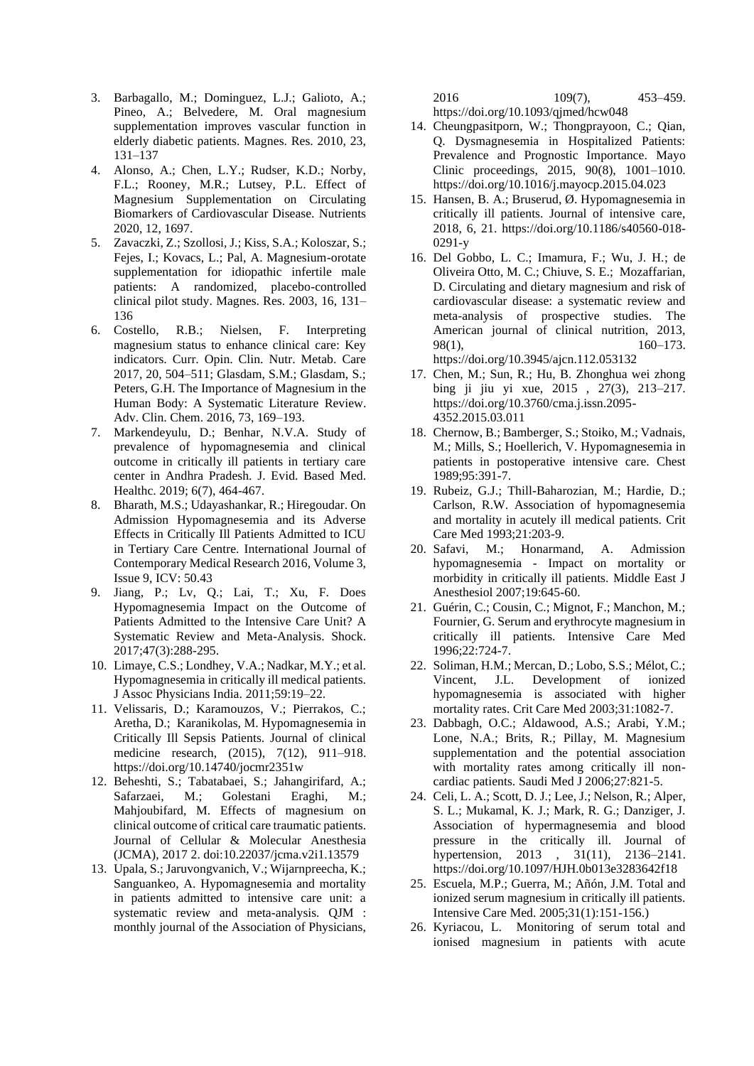3. Barbagallo, M.; Dominguez, L.J.; Galioto, A.; Pineo, A.; Belvedere, M. Oral magnesium supplementation improves vascular function in elderly diabetic patients. Magnes. Res. 2010, 23, 131–137
4. Alonso, A.; Chen, L.Y.; Rudser, K.D.; Norby, F.L.; Rooney, M.R.; Lutsey, P.L. Effect of Magnesium Supplementation on Circulating Biomarkers of Cardiovascular Disease. Nutrients 2020, 12, 1697.
5. Zavaczki, Z.; Szollosi, J.; Kiss, S.A.; Koloszar, S.; Fejes, I.; Kovacs, L.; Pal, A. Magnesium-orotate supplementation for idiopathic infertile male patients: A randomized, placebo-controlled clinical pilot study. Magnes. Res. 2003, 16, 131–136
6. Costello, R.B.; Nielsen, F. Interpreting magnesium status to enhance clinical care: Key indicators. Curr. Opin. Clin. Nutr. Metab. Care 2017, 20, 504–511; Glasdam, S.M.; Glasdam, S.; Peters, G.H. The Importance of Magnesium in the Human Body: A Systematic Literature Review. Adv. Clin. Chem. 2016, 73, 169–193.
7. Markendeyulu, D.; Benhar, N.V.A. Study of prevalence of hypomagnesemia and clinical outcome in critically ill patients in tertiary care center in Andhra Pradesh. J. Evid. Based Med. Healthc. 2019; 6(7), 464-467.
8. Bharath, M.S.; Udayashankar, R.; Hiregoudar. On Admission Hypomagnesemia and its Adverse Effects in Critically Ill Patients Admitted to ICU in Tertiary Care Centre. International Journal of Contemporary Medical Research 2016, Volume 3, Issue 9, ICV: 50.43
9. Jiang, P.; Lv, Q.; Lai, T.; Xu, F. Does Hypomagnesemia Impact on the Outcome of Patients Admitted to the Intensive Care Unit? A Systematic Review and Meta-Analysis. Shock. 2017;47(3):288-295.
10. Limaye, C.S.; Londhey, V.A.; Nadkar, M.Y.; et al. Hypomagnesemia in critically ill medical patients. J Assoc Physicians India. 2011;59:19–22.
11. Velissaris, D.; Karamouzos, V.; Pierrakos, C.; Aretha, D.; Karanikolas, M. Hypomagnesemia in Critically Ill Sepsis Patients. Journal of clinical medicine research, (2015), 7(12), 911–918. https://doi.org/10.14740/jocmr2351w
12. Beheshti, S.; Tabatabaei, S.; Jahangirifard, A.; Safarzaei, M.; Golestani Eraghi, M.; Mahjoubifard, M. Effects of magnesium on clinical outcome of critical care traumatic patients. Journal of Cellular & Molecular Anesthesia (JCMA), 2017 2. doi:10.22037/jcma.v2i1.13579
13. Upala, S.; Jaruvongvanich, V.; Wijarnpreecha, K.; Sanguankeo, A. Hypomagnesemia and mortality in patients admitted to intensive care unit: a systematic review and meta-analysis. QJM : monthly journal of the Association of Physicians, 2016 109(7), 453–459. https://doi.org/10.1093/qjmed/hcw048
14. Cheungpasitporn, W.; Thongprayoon, C.; Qian, Q. Dysmagnesemia in Hospitalized Patients: Prevalence and Prognostic Importance. Mayo Clinic proceedings, 2015, 90(8), 1001–1010. https://doi.org/10.1016/j.mayocp.2015.04.023
15. Hansen, B. A.; Bruserud, Ø. Hypomagnesemia in critically ill patients. Journal of intensive care, 2018, 6, 21. https://doi.org/10.1186/s40560-018-0291-y
16. Del Gobbo, L. C.; Imamura, F.; Wu, J. H.; de Oliveira Otto, M. C.; Chiuve, S. E.; Mozaffarian, D. Circulating and dietary magnesium and risk of cardiovascular disease: a systematic review and meta-analysis of prospective studies. The American journal of clinical nutrition, 2013, 98(1), 160–173. https://doi.org/10.3945/ajcn.112.053132
17. Chen, M.; Sun, R.; Hu, B. Zhonghua wei zhong bing ji jiu yi xue, 2015 , 27(3), 213–217. https://doi.org/10.3760/cma.j.issn.2095-4352.2015.03.011
18. Chernow, B.; Bamberger, S.; Stoiko, M.; Vadnais, M.; Mills, S.; Hoellerich, V. Hypomagnesemia in patients in postoperative intensive care. Chest 1989;95:391-7.
19. Rubeiz, G.J.; Thill-Baharozian, M.; Hardie, D.; Carlson, R.W. Association of hypomagnesemia and mortality in acutely ill medical patients. Crit Care Med 1993;21:203-9.
20. Safavi, M.; Honarmand, A. Admission hypomagnesemia - Impact on mortality or morbidity in critically ill patients. Middle East J Anesthesiol 2007;19:645-60.
21. Guérin, C.; Cousin, C.; Mignot, F.; Manchon, M.; Fournier, G. Serum and erythrocyte magnesium in critically ill patients. Intensive Care Med 1996;22:724-7.
22. Soliman, H.M.; Mercan, D.; Lobo, S.S.; Mélot, C.; Vincent, J.L. Development of ionized hypomagnesemia is associated with higher mortality rates. Crit Care Med 2003;31:1082-7.
23. Dabbagh, O.C.; Aldawood, A.S.; Arabi, Y.M.; Lone, N.A.; Brits, R.; Pillay, M. Magnesium supplementation and the potential association with mortality rates among critically ill non-cardiac patients. Saudi Med J 2006;27:821-5.
24. Celi, L. A.; Scott, D. J.; Lee, J.; Nelson, R.; Alper, S. L.; Mukamal, K. J.; Mark, R. G.; Danziger, J. Association of hypermagnesemia and blood pressure in the critically ill. Journal of hypertension, 2013 , 31(11), 2136–2141. https://doi.org/10.1097/HJH.0b013e3283642f18
25. Escuela, M.P.; Guerra, M.; Añón, J.M. Total and ionized serum magnesium in critically ill patients. Intensive Care Med. 2005;31(1):151-156.)
26. Kyriacou, L. Monitoring of serum total and ionised magnesium in patients with acute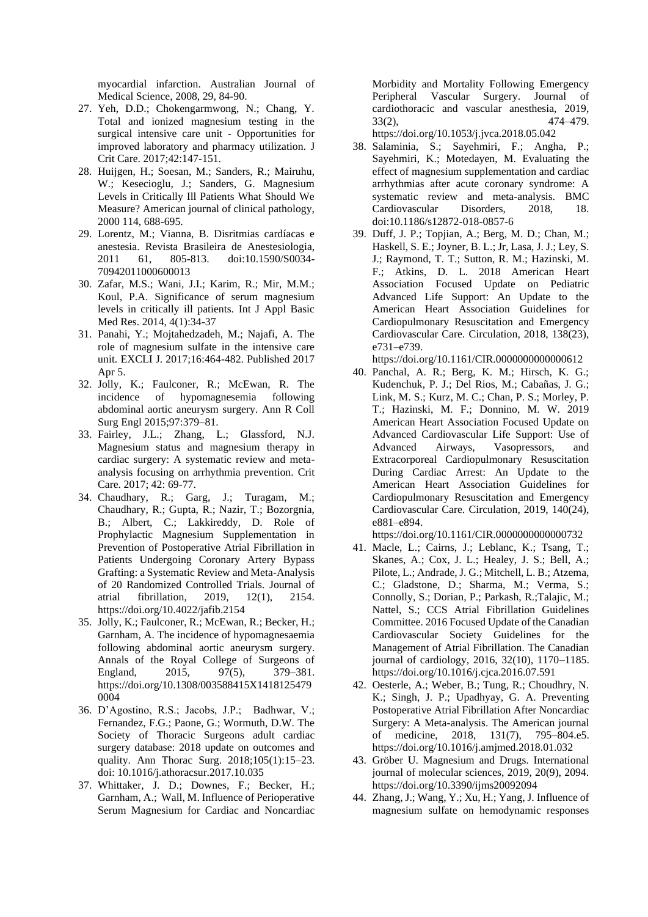myocardial infarction. Australian Journal of Medical Science, 2008, 29, 84-90.

27. Yeh, D.D.; Chokengarmwong, N.; Chang, Y. Total and ionized magnesium testing in the surgical intensive care unit - Opportunities for improved laboratory and pharmacy utilization. J Crit Care. 2017;42:147-151.
28. Huijgen, H.; Soesan, M.; Sanders, R.; Mairuhu, W.; Kesecioglu, J.; Sanders, G. Magnesium Levels in Critically Ill Patients What Should We Measure? American journal of clinical pathology, 2000 114, 688-695.
29. Lorentz, M.; Vianna, B. Disritmias cardíacas e anestesia. Revista Brasileira de Anestesiologia, 2011 61, 805-813. doi:10.1590/S0034-70942011000600013
30. Zafar, M.S.; Wani, J.I.; Karim, R.; Mir, M.M.; Koul, P.A. Significance of serum magnesium levels in critically ill patients. Int J Appl Basic Med Res. 2014, 4(1):34-37
31. Panahi, Y.; Mojtahedzadeh, M.; Najafi, A. The role of magnesium sulfate in the intensive care unit. EXCLI J. 2017;16:464-482. Published 2017 Apr 5.
32. Jolly, K.; Faulconer, R.; McEwan, R. The incidence of hypomagnesemia following abdominal aortic aneurysm surgery. Ann R Coll Surg Engl 2015;97:379–81.
33. Fairley, J.L.; Zhang, L.; Glassford, N.J. Magnesium status and magnesium therapy in cardiac surgery: A systematic review and meta-analysis focusing on arrhythmia prevention. Crit Care. 2017; 42: 69-77.
34. Chaudhary, R.; Garg, J.; Turagam, M.; Chaudhary, R.; Gupta, R.; Nazir, T.; Bozorgnia, B.; Albert, C.; Lakkireddy, D. Role of Prophylactic Magnesium Supplementation in Prevention of Postoperative Atrial Fibrillation in Patients Undergoing Coronary Artery Bypass Grafting: a Systematic Review and Meta-Analysis of 20 Randomized Controlled Trials. Journal of atrial fibrillation, 2019, 12(1), 2154. https://doi.org/10.4022/jafib.2154
35. Jolly, K.; Faulconer, R.; McEwan, R.; Becker, H.; Garnham, A. The incidence of hypomagnesaemia following abdominal aortic aneurysm surgery. Annals of the Royal College of Surgeons of England, 2015, 97(5), 379–381. https://doi.org/10.1308/003588415X14181254790004
36. D'Agostino, R.S.; Jacobs, J.P.; Badhwar, V.; Fernandez, F.G.; Paone, G.; Wormuth, D.W. The Society of Thoracic Surgeons adult cardiac surgery database: 2018 update on outcomes and quality. Ann Thorac Surg. 2018;105(1):15–23. doi: 10.1016/j.athoracsur.2017.10.035
37. Whittaker, J. D.; Downes, F.; Becker, H.; Garnham, A.; Wall, M. Influence of Perioperative Serum Magnesium for Cardiac and Noncardiac Morbidity and Mortality Following Emergency Peripheral Vascular Surgery. Journal of cardiothoracic and vascular anesthesia, 2019, 33(2), 474–479. https://doi.org/10.1053/j.jvca.2018.05.042
38. Salaminia, S.; Sayehmiri, F.; Angha, P.; Sayehmiri, K.; Motedayen, M. Evaluating the effect of magnesium supplementation and cardiac arrhythmias after acute coronary syndrome: A systematic review and meta-analysis. BMC Cardiovascular Disorders, 2018, 18. doi:10.1186/s12872-018-0857-6
39. Duff, J. P.; Topjian, A.; Berg, M. D.; Chan, M.; Haskell, S. E.; Joyner, B. L.; Jr, Lasa, J. J.; Ley, S. J.; Raymond, T. T.; Sutton, R. M.; Hazinski, M. F.; Atkins, D. L. 2018 American Heart Association Focused Update on Pediatric Advanced Life Support: An Update to the American Heart Association Guidelines for Cardiopulmonary Resuscitation and Emergency Cardiovascular Care. Circulation, 2018, 138(23), e731–e739. https://doi.org/10.1161/CIR.0000000000000612
40. Panchal, A. R.; Berg, K. M.; Hirsch, K. G.; Kudenchuk, P. J.; Del Rios, M.; Cabañas, J. G.; Link, M. S.; Kurz, M. C.; Chan, P. S.; Morley, P. T.; Hazinski, M. F.; Donnino, M. W. 2019 American Heart Association Focused Update on Advanced Cardiovascular Life Support: Use of Advanced Airways, Vasopressors, and Extracorporeal Cardiopulmonary Resuscitation During Cardiac Arrest: An Update to the American Heart Association Guidelines for Cardiopulmonary Resuscitation and Emergency Cardiovascular Care. Circulation, 2019, 140(24), e881–e894. https://doi.org/10.1161/CIR.0000000000000732
41. Macle, L.; Cairns, J.; Leblanc, K.; Tsang, T.; Skanes, A.; Cox, J. L.; Healey, J. S.; Bell, A.; Pilote, L.; Andrade, J. G.; Mitchell, L. B.; Atzema, C.; Gladstone, D.; Sharma, M.; Verma, S.; Connolly, S.; Dorian, P.; Parkash, R.;Talajic, M.; Nattel, S.; CCS Atrial Fibrillation Guidelines Committee. 2016 Focused Update of the Canadian Cardiovascular Society Guidelines for the Management of Atrial Fibrillation. The Canadian journal of cardiology, 2016, 32(10), 1170–1185. https://doi.org/10.1016/j.cjca.2016.07.591
42. Oesterle, A.; Weber, B.; Tung, R.; Choudhry, N. K.; Singh, J. P.; Upadhyay, G. A. Preventing Postoperative Atrial Fibrillation After Noncardiac Surgery: A Meta-analysis. The American journal of medicine, 2018, 131(7), 795–804.e5. https://doi.org/10.1016/j.amjmed.2018.01.032
43. Gröber U. Magnesium and Drugs. International journal of molecular sciences, 2019, 20(9), 2094. https://doi.org/10.3390/ijms20092094
44. Zhang, J.; Wang, Y.; Xu, H.; Yang, J. Influence of magnesium sulfate on hemodynamic responses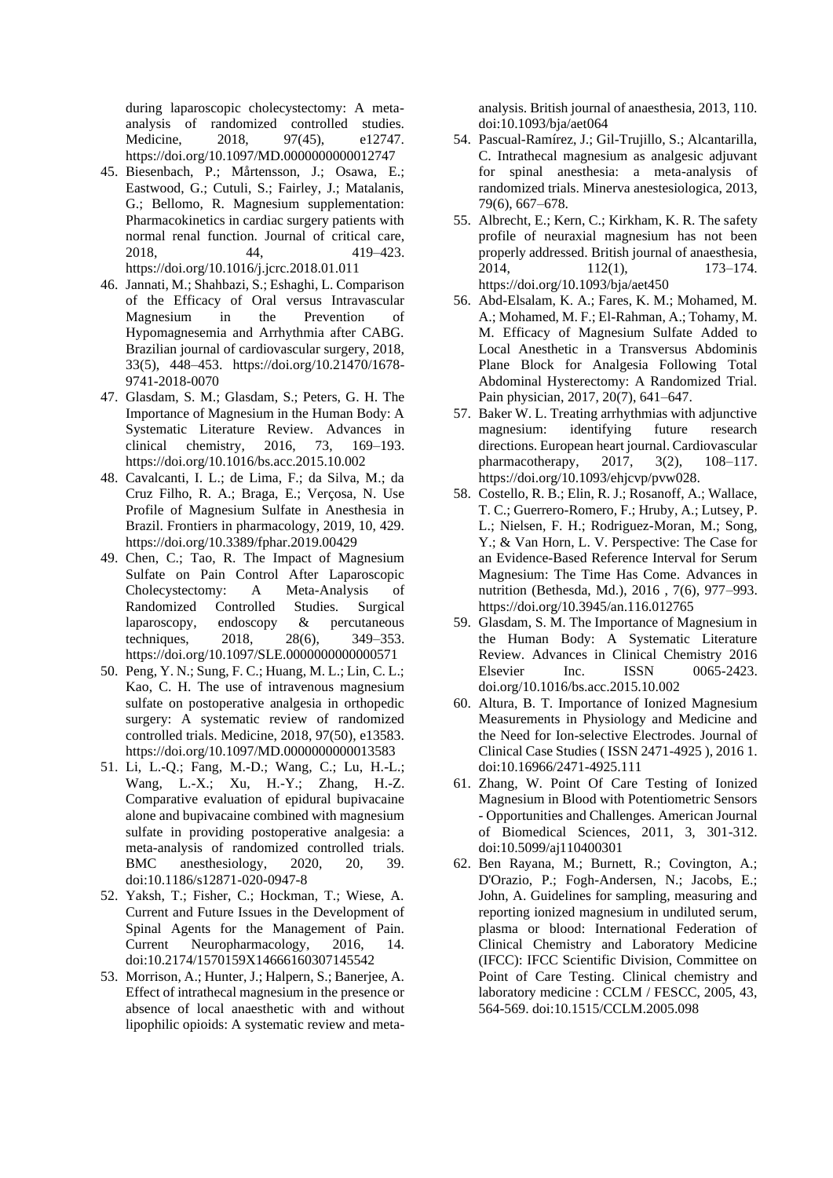during laparoscopic cholecystectomy: A meta-analysis of randomized controlled studies. Medicine, 2018, 97(45), e12747. https://doi.org/10.1097/MD.0000000000012747

45. Biesenbach, P.; Mårtensson, J.; Osawa, E.; Eastwood, G.; Cutuli, S.; Fairley, J.; Matalanis, G.; Bellomo, R. Magnesium supplementation: Pharmacokinetics in cardiac surgery patients with normal renal function. Journal of critical care, 2018, 44, 419–423. https://doi.org/10.1016/j.jcrc.2018.01.011
46. Jannati, M.; Shahbazi, S.; Eshaghi, L. Comparison of the Efficacy of Oral versus Intravascular Magnesium in the Prevention of Hypomagnesemia and Arrhythmia after CABG. Brazilian journal of cardiovascular surgery, 2018, 33(5), 448–453. https://doi.org/10.21470/1678-9741-2018-0070
47. Glasdam, S. M.; Glasdam, S.; Peters, G. H. The Importance of Magnesium in the Human Body: A Systematic Literature Review. Advances in clinical chemistry, 2016, 73, 169–193. https://doi.org/10.1016/bs.acc.2015.10.002
48. Cavalcanti, I. L.; de Lima, F.; da Silva, M.; da Cruz Filho, R. A.; Braga, E.; Verçosa, N. Use Profile of Magnesium Sulfate in Anesthesia in Brazil. Frontiers in pharmacology, 2019, 10, 429. https://doi.org/10.3389/fphar.2019.00429
49. Chen, C.; Tao, R. The Impact of Magnesium Sulfate on Pain Control After Laparoscopic Cholecystectomy: A Meta-Analysis of Randomized Controlled Studies. Surgical laparoscopy, endoscopy & percutaneous techniques, 2018, 28(6), 349–353. https://doi.org/10.1097/SLE.0000000000000571
50. Peng, Y. N.; Sung, F. C.; Huang, M. L.; Lin, C. L.; Kao, C. H. The use of intravenous magnesium sulfate on postoperative analgesia in orthopedic surgery: A systematic review of randomized controlled trials. Medicine, 2018, 97(50), e13583. https://doi.org/10.1097/MD.0000000000013583
51. Li, L.-Q.; Fang, M.-D.; Wang, C.; Lu, H.-L.; Wang, L.-X.; Xu, H.-Y.; Zhang, H.-Z. Comparative evaluation of epidural bupivacaine alone and bupivacaine combined with magnesium sulfate in providing postoperative analgesia: a meta-analysis of randomized controlled trials. BMC anesthesiology, 2020, 20, 39. doi:10.1186/s12871-020-0947-8
52. Yaksh, T.; Fisher, C.; Hockman, T.; Wiese, A. Current and Future Issues in the Development of Spinal Agents for the Management of Pain. Current Neuropharmacology, 2016, 14. doi:10.2174/1570159X14666160307145542
53. Morrison, A.; Hunter, J.; Halpern, S.; Banerjee, A. Effect of intrathecal magnesium in the presence or absence of local anaesthetic with and without lipophilic opioids: A systematic review and meta-analysis. British journal of anaesthesia, 2013, 110. doi:10.1093/bja/aet064
54. Pascual-Ramírez, J.; Gil-Trujillo, S.; Alcantarilla, C. Intrathecal magnesium as analgesic adjuvant for spinal anesthesia: a meta-analysis of randomized trials. Minerva anestesiologica, 2013, 79(6), 667–678.
55. Albrecht, E.; Kern, C.; Kirkham, K. R. The safety profile of neuraxial magnesium has not been properly addressed. British journal of anaesthesia, 2014, 112(1), 173–174. https://doi.org/10.1093/bja/aet450
56. Abd-Elsalam, K. A.; Fares, K. M.; Mohamed, M. A.; Mohamed, M. F.; El-Rahman, A.; Tohamy, M. M. Efficacy of Magnesium Sulfate Added to Local Anesthetic in a Transversus Abdominis Plane Block for Analgesia Following Total Abdominal Hysterectomy: A Randomized Trial. Pain physician, 2017, 20(7), 641–647.
57. Baker W. L. Treating arrhythmias with adjunctive magnesium: identifying future research directions. European heart journal. Cardiovascular pharmacotherapy, 2017, 3(2), 108–117. https://doi.org/10.1093/ehjcvp/pvw028.
58. Costello, R. B.; Elin, R. J.; Rosanoff, A.; Wallace, T. C.; Guerrero-Romero, F.; Hruby, A.; Lutsey, P. L.; Nielsen, F. H.; Rodriguez-Moran, M.; Song, Y.; & Van Horn, L. V. Perspective: The Case for an Evidence-Based Reference Interval for Serum Magnesium: The Time Has Come. Advances in nutrition (Bethesda, Md.), 2016 , 7(6), 977–993. https://doi.org/10.3945/an.116.012765
59. Glasdam, S. M. The Importance of Magnesium in the Human Body: A Systematic Literature Review. Advances in Clinical Chemistry 2016 Elsevier Inc. ISSN 0065-2423. doi.org/10.1016/bs.acc.2015.10.002
60. Altura, B. T. Importance of Ionized Magnesium Measurements in Physiology and Medicine and the Need for Ion-selective Electrodes. Journal of Clinical Case Studies ( ISSN 2471-4925 ), 2016 1. doi:10.16966/2471-4925.111
61. Zhang, W. Point Of Care Testing of Ionized Magnesium in Blood with Potentiometric Sensors - Opportunities and Challenges. American Journal of Biomedical Sciences, 2011, 3, 301-312. doi:10.5099/aj110400301
62. Ben Rayana, M.; Burnett, R.; Covington, A.; D'Orazio, P.; Fogh-Andersen, N.; Jacobs, E.; John, A. Guidelines for sampling, measuring and reporting ionized magnesium in undiluted serum, plasma or blood: International Federation of Clinical Chemistry and Laboratory Medicine (IFCC): IFCC Scientific Division, Committee on Point of Care Testing. Clinical chemistry and laboratory medicine : CCLM / FESCC, 2005, 43, 564-569. doi:10.1515/CCLM.2005.098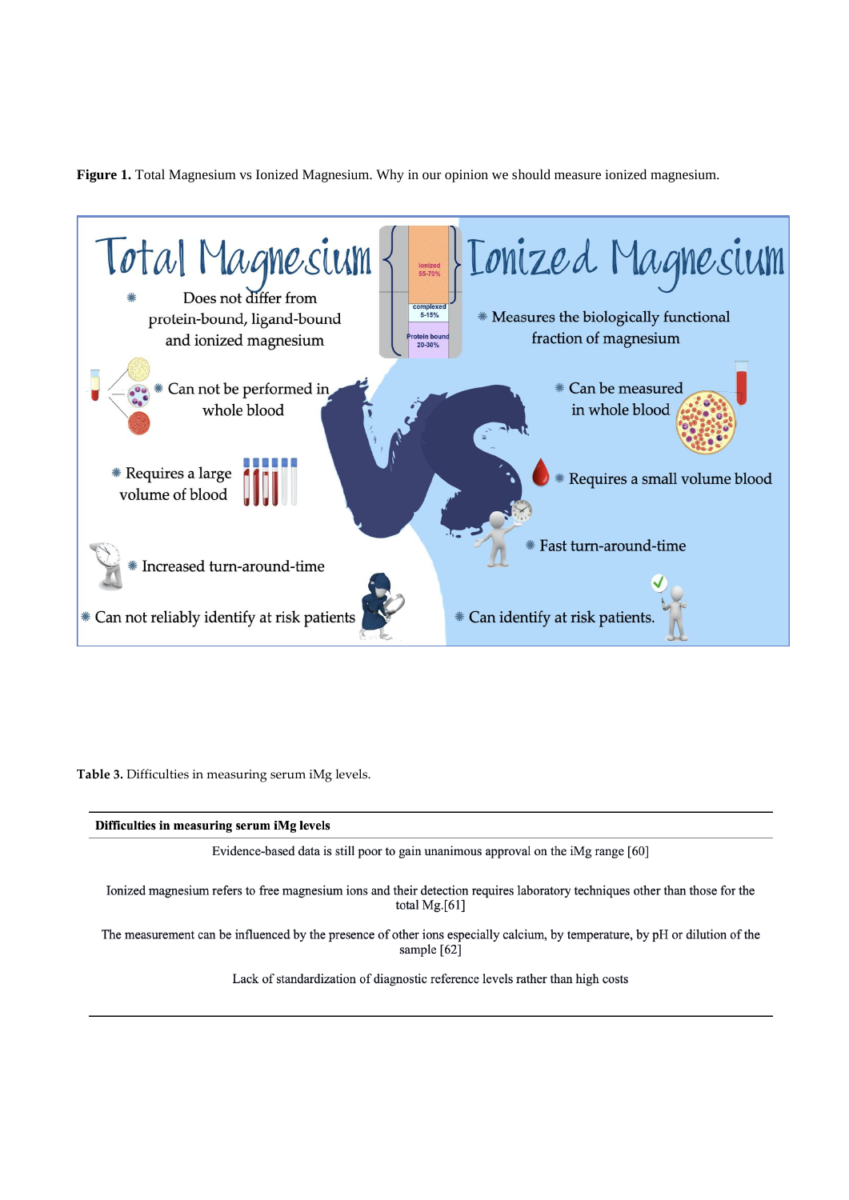**Figure 1.** Total Magnesium vs Ionized Magnesium. Why in our opinion we should measure ionized magnesium.

Total Magnesium

ionized 55-70%

complexed 5-15%

Protein bound 20-30%

Ionized Magnesium

Does not differ from protein-bound, ligand-bound and ionized magnesium

Measures the biologically functional fraction of magnesium

Can not be performed in whole blood

Can be measured in whole blood

VS

Requires a large volume of blood

Requires a small volume blood

Fast turn-around-time

Increased turn-around-time

Can not reliably identify at risk patients

Can identify at risk patients.

**Table 3.** Difficulties in measuring serum iMg levels.

| Difficulties in measuring serum iMg levels |
| --- |
| Evidence-based data is still poor to gain unanimous approval on the iMg range [60] |
| Ionized magnesium refers to free magnesium ions and their detection requires laboratory techniques other than those for the total Mg.[61] |
| The measurement can be influenced by the presence of other ions especially calcium, by temperature, by pH or dilution of the sample [62] |
| Lack of standardization of diagnostic reference levels rather than high costs |